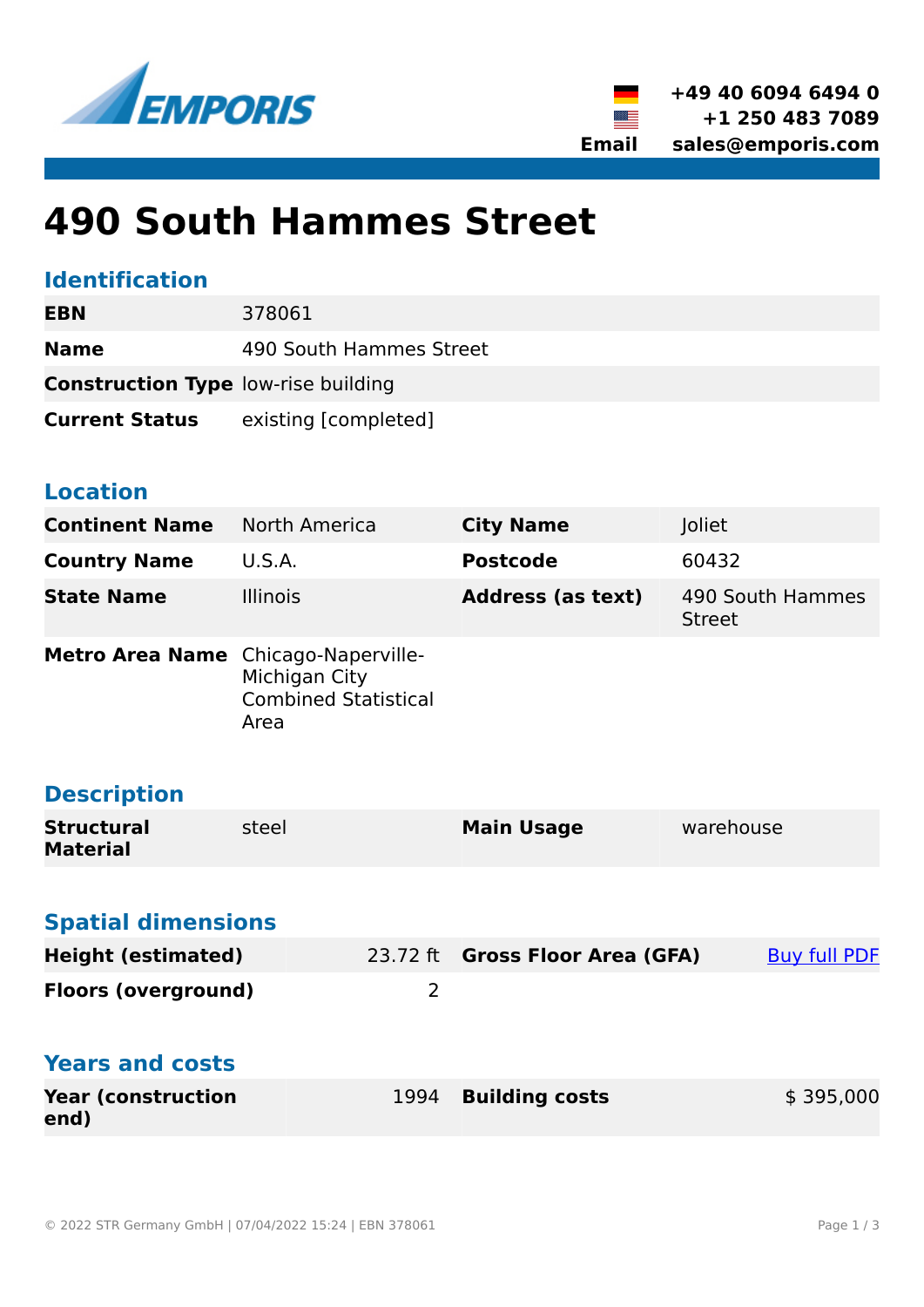EMPORIS

+49 40 6094 6494 0
+1 250 483 7089
Email sales@emporis.com

# 490 South Hammes Street

## Identification

| | |
|---|---|
| **EBN** | 378061 |
| **Name** | 490 South Hammes Street |
| **Construction Type** | low-rise building |
| **Current Status** | existing [completed] |

## Location

| | | | |
|---|---|---|---|
| **Continent Name** | North America | **City Name** | Joliet |
| **Country Name** | U.S.A. | **Postcode** | 60432 |
| **State Name** | Illinois | **Address (as text)** | 490 South Hammes Street |
| **Metro Area Name** | Chicago-Naperville-Michigan City Combined Statistical Area | | |

## Description

| | | | |
|---|---|---|---|
| **Structural Material** | steel | **Main Usage** | warehouse |

## Spatial dimensions

| | | | |
|---|---|---|---|
| **Height (estimated)** | 23.72 ft | **Gross Floor Area (GFA)** | Buy full PDF |
| **Floors (overground)** | 2 | | |

## Years and costs

| | | | |
|---|---|---|---|
| **Year (construction end)** | 1994 | **Building costs** | $ 395,000 |

© 2022 STR Germany GmbH | 07/04/2022 15:24 | EBN 378061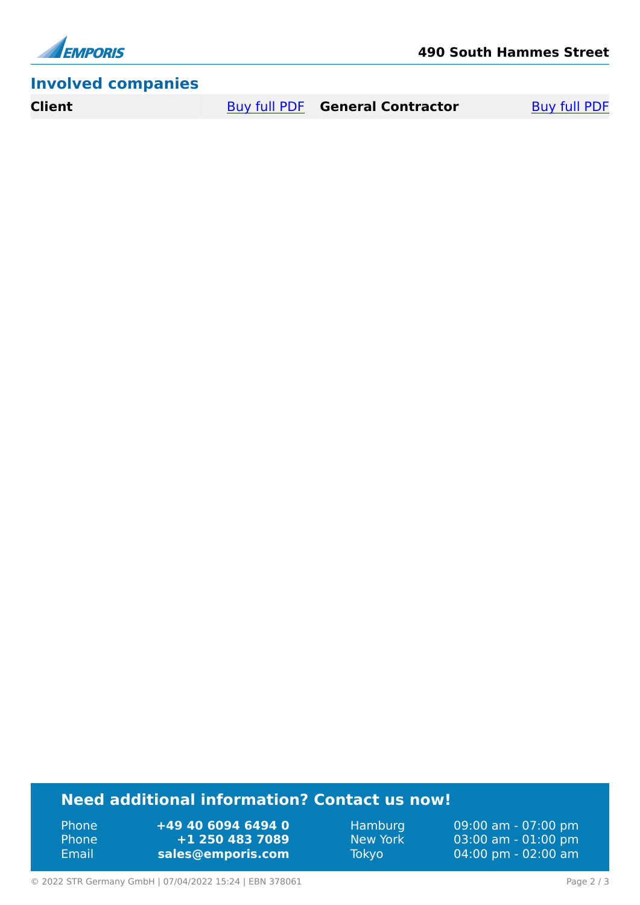## Involved companies

| Client | Buy full PDF | General Contractor | Buy full PDF |
| --- | --- | --- | --- |

### Need additional information? Contact us now!

| | | | |
| --- | --- | --- | --- |
| Phone | **+49 40 6094 6494 0** | Hamburg | 09:00 am - 07:00 pm |
| Phone | **+1 250 483 7089** | New York | 03:00 am - 01:00 pm |
| Email | **sales@emporis.com** | Tokyo | 04:00 pm - 02:00 am |

© 2022 STR Germany GmbH | 07/04/2022 15:24 | EBN 378061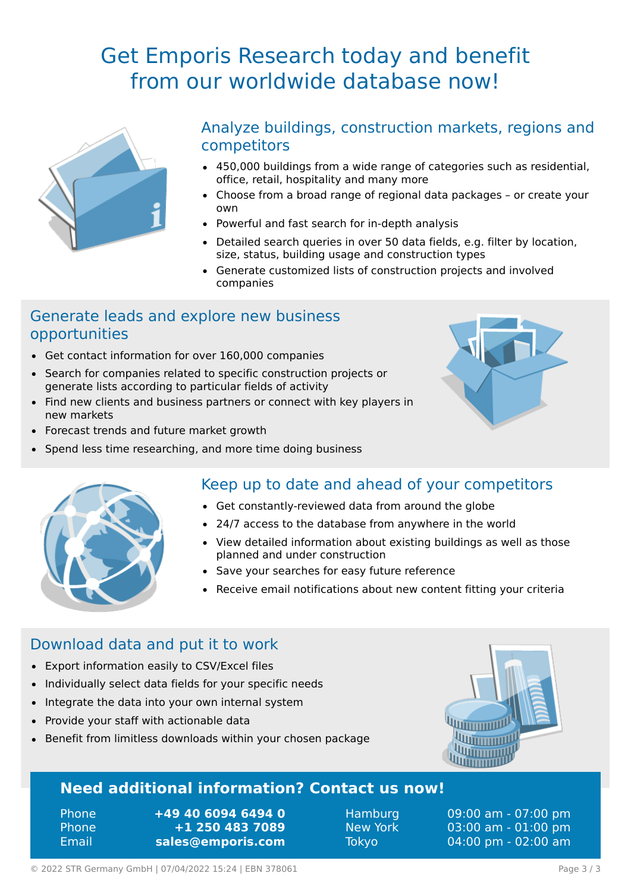# Get Emporis Research today and benefit from our worldwide database now!

## Analyze buildings, construction markets, regions and competitors

- 450,000 buildings from a wide range of categories such as residential, office, retail, hospitality and many more
- Choose from a broad range of regional data packages – or create your own
- Powerful and fast search for in-depth analysis
- Detailed search queries in over 50 data fields, e.g. filter by location, size, status, building usage and construction types
- Generate customized lists of construction projects and involved companies

## Generate leads and explore new business opportunities

- Get contact information for over 160,000 companies
- Search for companies related to specific construction projects or generate lists according to particular fields of activity
- Find new clients and business partners or connect with key players in new markets
- Forecast trends and future market growth
- Spend less time researching, and more time doing business

## Keep up to date and ahead of your competitors

- Get constantly-reviewed data from around the globe
- 24/7 access to the database from anywhere in the world
- View detailed information about existing buildings as well as those planned and under construction
- Save your searches for easy future reference
- Receive email notifications about new content fitting your criteria

## Download data and put it to work

- Export information easily to CSV/Excel files
- Individually select data fields for your specific needs
- Integrate the data into your own internal system
- Provide your staff with actionable data
- Benefit from limitless downloads within your chosen package

### Need additional information? Contact us now!

| | | | |
|---|---|---|---|
| Phone | **+49 40 6094 6494 0** | Hamburg | 09:00 am - 07:00 pm |
| Phone | **+1 250 483 7089** | New York | 03:00 am - 01:00 pm |
| Email | **sales@emporis.com** | Tokyo | 04:00 pm - 02:00 am |

© 2022 STR Germany GmbH | 07/04/2022 15:24 | EBN 378061